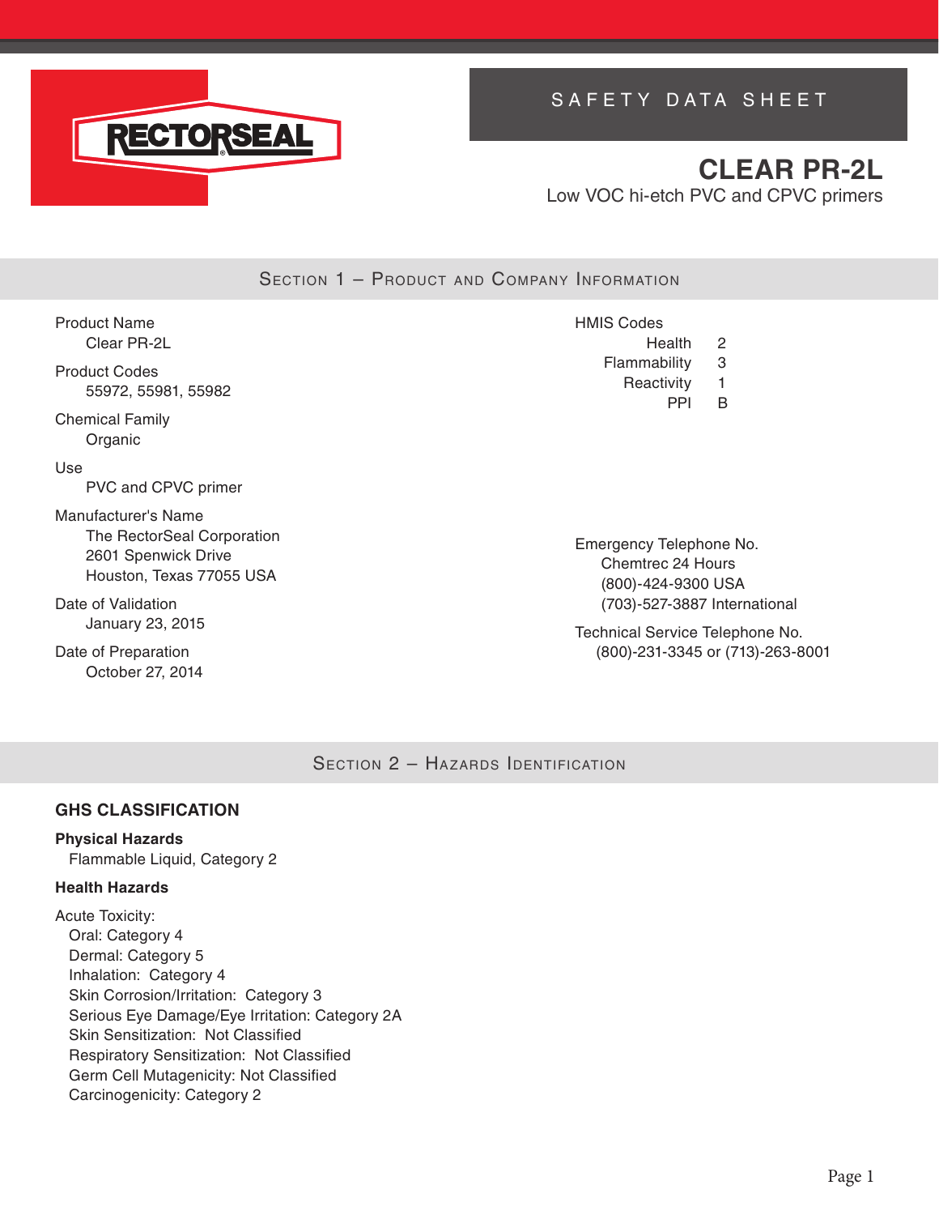RECTORSEAL

SAFETY DATA SHEET

# CLEAR PR-2L

Low VOC hi-etch PVC and CPVC primers

## Section 1 – Product and Company Information

Product Name
  Clear PR-2L

Product Codes
  55972, 55981, 55982

Chemical Family
  Organic

Use
  PVC and CPVC primer

Manufacturer's Name
  The RectorSeal Corporation
  2601 Spenwick Drive
  Houston, Texas 77055 USA

Date of Validation
  January 23, 2015

Date of Preparation
  October 27, 2014

HMIS Codes

| | |
|---|---|
| Health | 2 |
| Flammability | 3 |
| Reactivity | 1 |
| PPI | B |

Emergency Telephone No.
  Chemtrec 24 Hours
  (800)-424-9300 USA
  (703)-527-3887 International

Technical Service Telephone No.
  (800)-231-3345 or (713)-263-8001

## Section 2 – Hazards Identification

### GHS CLASSIFICATION

**Physical Hazards**
  Flammable Liquid, Category 2

**Health Hazards**

Acute Toxicity:
  Oral: Category 4
  Dermal: Category 5
  Inhalation: Category 4
  Skin Corrosion/Irritation: Category 3
  Serious Eye Damage/Eye Irritation: Category 2A
  Skin Sensitization: Not Classified
  Respiratory Sensitization: Not Classified
  Germ Cell Mutagenicity: Not Classified
  Carcinogenicity: Category 2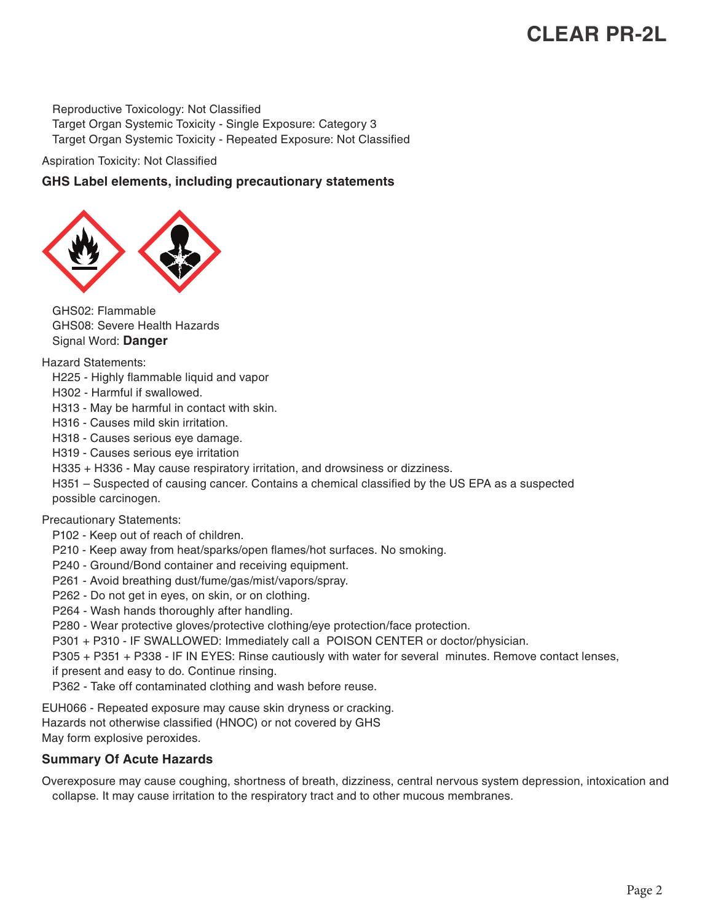Reproductive Toxicology: Not Classified
Target Organ Systemic Toxicity - Single Exposure: Category 3
Target Organ Systemic Toxicity - Repeated Exposure: Not Classified

Aspiration Toxicity: Not Classified

### GHS Label elements, including precautionary statements

GHS02: Flammable
GHS08: Severe Health Hazards
Signal Word: **Danger**

Hazard Statements:

- H225 - Highly flammable liquid and vapor
- H302 - Harmful if swallowed.
- H313 - May be harmful in contact with skin.
- H316 - Causes mild skin irritation.
- H318 - Causes serious eye damage.
- H319 - Causes serious eye irritation
- H335 + H336 - May cause respiratory irritation, and drowsiness or dizziness.
- H351 – Suspected of causing cancer. Contains a chemical classified by the US EPA as a suspected possible carcinogen.

Precautionary Statements:

- P102 - Keep out of reach of children.
- P210 - Keep away from heat/sparks/open flames/hot surfaces. No smoking.
- P240 - Ground/Bond container and receiving equipment.
- P261 - Avoid breathing dust/fume/gas/mist/vapors/spray.
- P262 - Do not get in eyes, on skin, or on clothing.
- P264 - Wash hands thoroughly after handling.
- P280 - Wear protective gloves/protective clothing/eye protection/face protection.
- P301 + P310 - IF SWALLOWED: Immediately call a POISON CENTER or doctor/physician.
- P305 + P351 + P338 - IF IN EYES: Rinse cautiously with water for several minutes. Remove contact lenses, if present and easy to do. Continue rinsing.
- P362 - Take off contaminated clothing and wash before reuse.

EUH066 - Repeated exposure may cause skin dryness or cracking.
Hazards not otherwise classified (HNOC) or not covered by GHS
May form explosive peroxides.

### Summary Of Acute Hazards

Overexposure may cause coughing, shortness of breath, dizziness, central nervous system depression, intoxication and collapse. It may cause irritation to the respiratory tract and to other mucous membranes.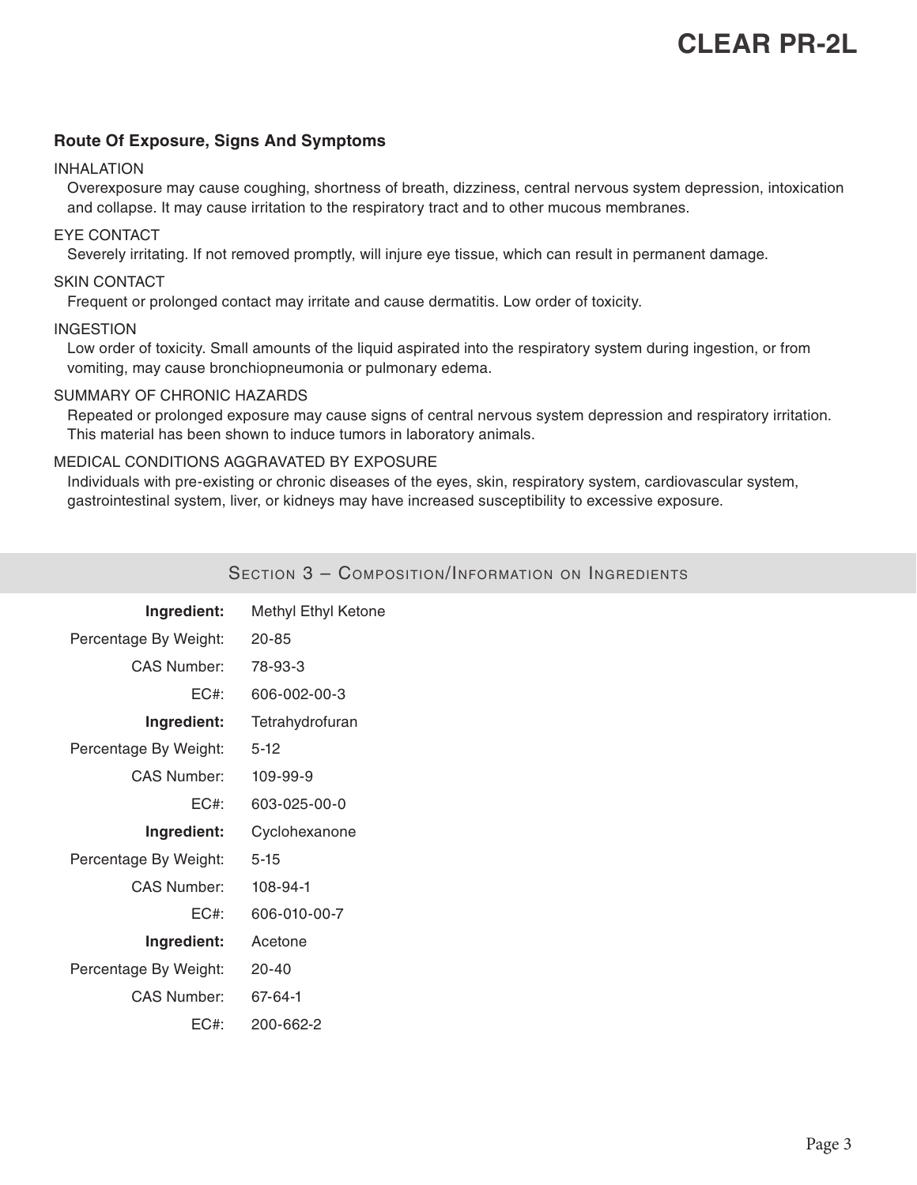### Route Of Exposure, Signs And Symptoms

INHALATION

Overexposure may cause coughing, shortness of breath, dizziness, central nervous system depression, intoxication and collapse. It may cause irritation to the respiratory tract and to other mucous membranes.

EYE CONTACT

Severely irritating. If not removed promptly, will injure eye tissue, which can result in permanent damage.

SKIN CONTACT

Frequent or prolonged contact may irritate and cause dermatitis. Low order of toxicity.

INGESTION

Low order of toxicity. Small amounts of the liquid aspirated into the respiratory system during ingestion, or from vomiting, may cause bronchiopneumonia or pulmonary edema.

SUMMARY OF CHRONIC HAZARDS

Repeated or prolonged exposure may cause signs of central nervous system depression and respiratory irritation. This material has been shown to induce tumors in laboratory animals.

MEDICAL CONDITIONS AGGRAVATED BY EXPOSURE

Individuals with pre-existing or chronic diseases of the eyes, skin, respiratory system, cardiovascular system, gastrointestinal system, liver, or kidneys may have increased susceptibility to excessive exposure.

## Section 3 – Composition/Information on Ingredients

**Ingredient:** Methyl Ethyl Ketone
Percentage By Weight: 20-85
CAS Number: 78-93-3
EC#: 606-002-00-3

**Ingredient:** Tetrahydrofuran
Percentage By Weight: 5-12
CAS Number: 109-99-9
EC#: 603-025-00-0

**Ingredient:** Cyclohexanone
Percentage By Weight: 5-15
CAS Number: 108-94-1
EC#: 606-010-00-7

**Ingredient:** Acetone
Percentage By Weight: 20-40
CAS Number: 67-64-1
EC#: 200-662-2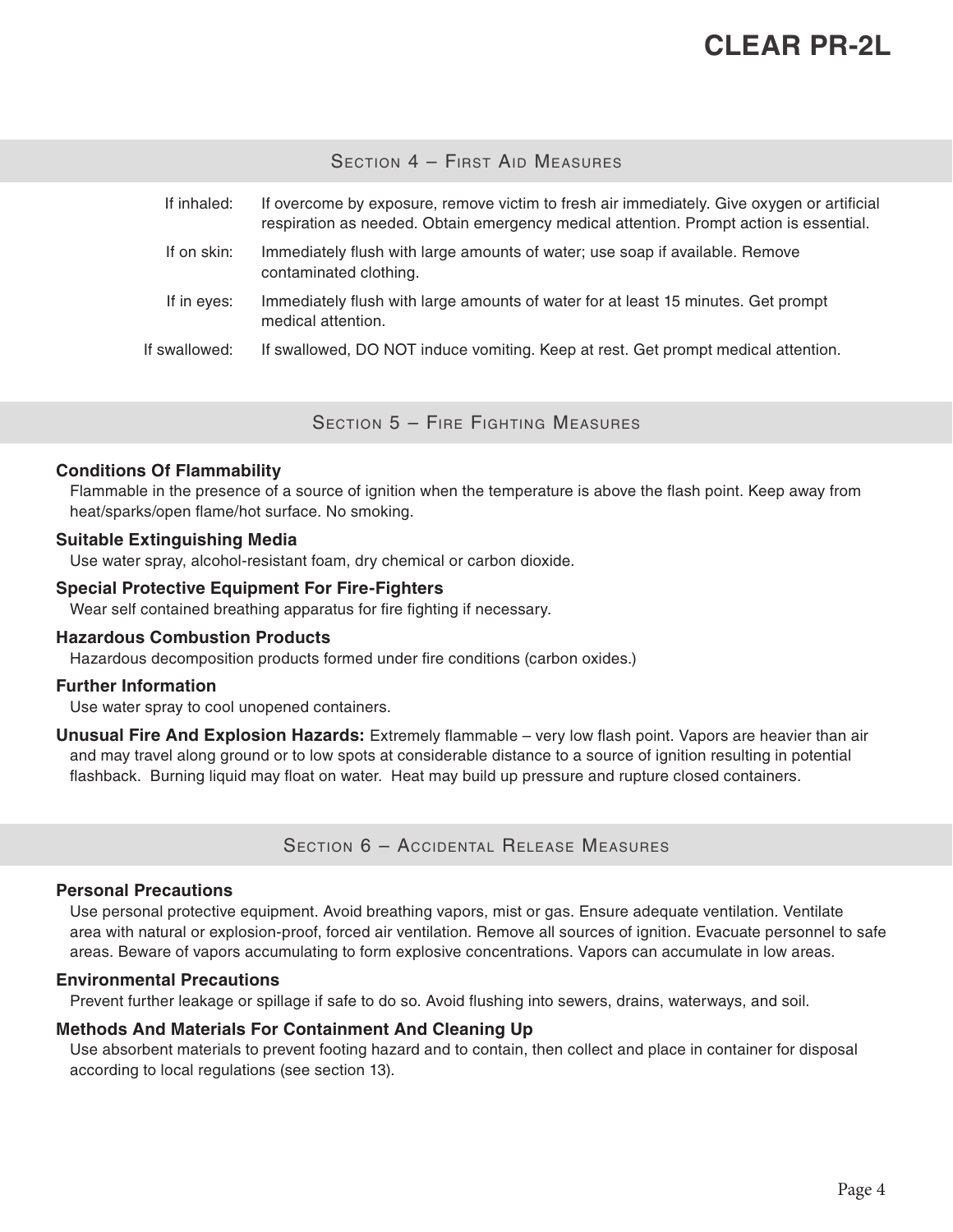## Section 4 – First Aid Measures

| | |
|---|---|
| If inhaled: | If overcome by exposure, remove victim to fresh air immediately. Give oxygen or artificial respiration as needed. Obtain emergency medical attention. Prompt action is essential. |
| If on skin: | Immediately flush with large amounts of water; use soap if available. Remove contaminated clothing. |
| If in eyes: | Immediately flush with large amounts of water for at least 15 minutes. Get prompt medical attention. |
| If swallowed: | If swallowed, DO NOT induce vomiting. Keep at rest. Get prompt medical attention. |

## Section 5 – Fire Fighting Measures

**Conditions Of Flammability**

Flammable in the presence of a source of ignition when the temperature is above the flash point. Keep away from heat/sparks/open flame/hot surface. No smoking.

**Suitable Extinguishing Media**

Use water spray, alcohol-resistant foam, dry chemical or carbon dioxide.

**Special Protective Equipment For Fire-Fighters**

Wear self contained breathing apparatus for fire fighting if necessary.

**Hazardous Combustion Products**

Hazardous decomposition products formed under fire conditions (carbon oxides.)

**Further Information**

Use water spray to cool unopened containers.

**Unusual Fire And Explosion Hazards:** Extremely flammable – very low flash point. Vapors are heavier than air and may travel along ground or to low spots at considerable distance to a source of ignition resulting in potential flashback. Burning liquid may float on water. Heat may build up pressure and rupture closed containers.

## Section 6 – Accidental Release Measures

**Personal Precautions**

Use personal protective equipment. Avoid breathing vapors, mist or gas. Ensure adequate ventilation. Ventilate area with natural or explosion-proof, forced air ventilation. Remove all sources of ignition. Evacuate personnel to safe areas. Beware of vapors accumulating to form explosive concentrations. Vapors can accumulate in low areas.

**Environmental Precautions**

Prevent further leakage or spillage if safe to do so. Avoid flushing into sewers, drains, waterways, and soil.

**Methods And Materials For Containment And Cleaning Up**

Use absorbent materials to prevent footing hazard and to contain, then collect and place in container for disposal according to local regulations (see section 13).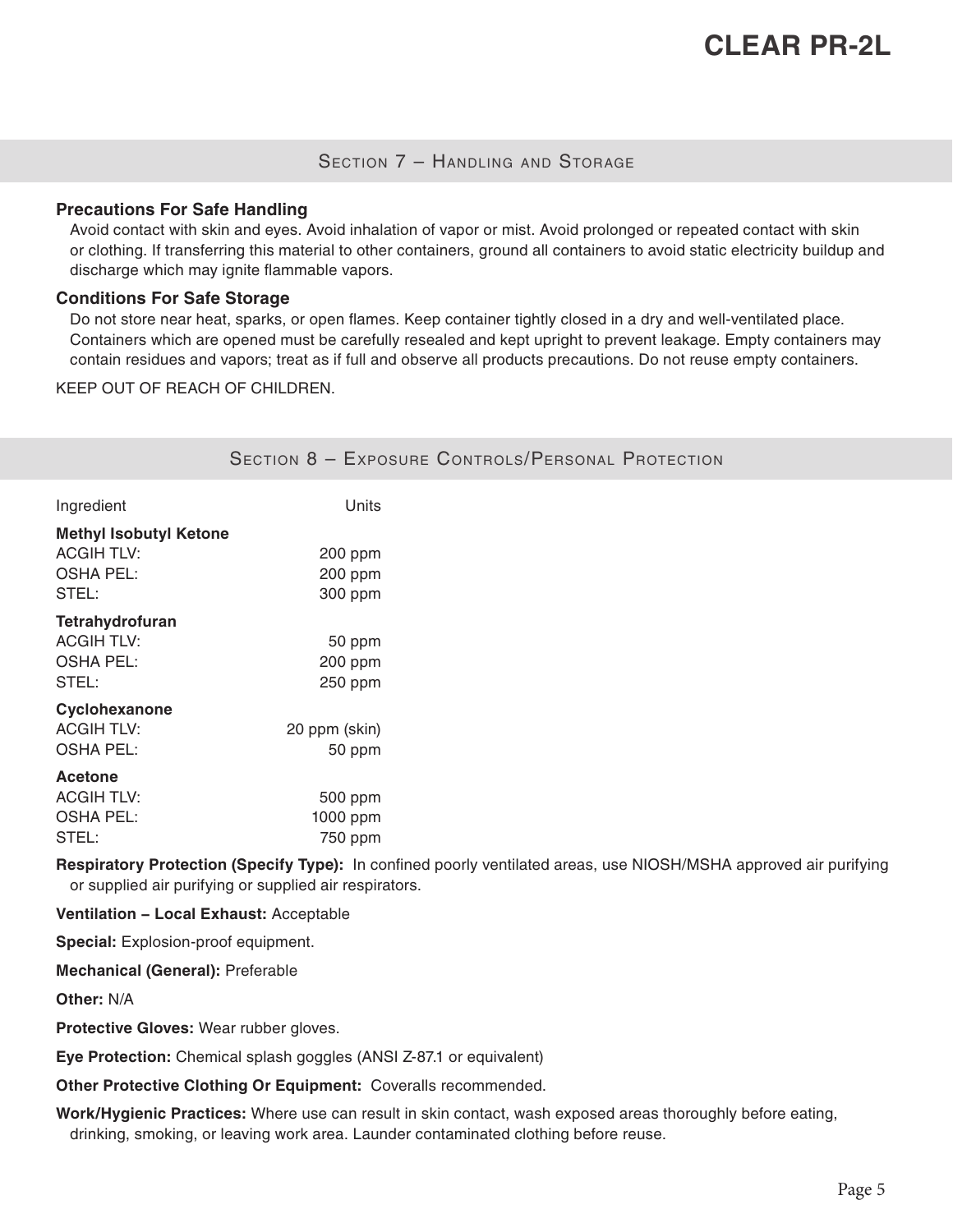## Section 7 – Handling and Storage

**Precautions For Safe Handling**

Avoid contact with skin and eyes. Avoid inhalation of vapor or mist. Avoid prolonged or repeated contact with skin or clothing. If transferring this material to other containers, ground all containers to avoid static electricity buildup and discharge which may ignite flammable vapors.

**Conditions For Safe Storage**

Do not store near heat, sparks, or open flames. Keep container tightly closed in a dry and well-ventilated place. Containers which are opened must be carefully resealed and kept upright to prevent leakage. Empty containers may contain residues and vapors; treat as if full and observe all products precautions. Do not reuse empty containers.

KEEP OUT OF REACH OF CHILDREN.

## Section 8 – Exposure Controls/Personal Protection

| Ingredient | Units |
| --- | --- |
| **Methyl Isobutyl Ketone** | |
| ACGIH TLV: | 200 ppm |
| OSHA PEL: | 200 ppm |
| STEL: | 300 ppm |
| **Tetrahydrofuran** | |
| ACGIH TLV: | 50 ppm |
| OSHA PEL: | 200 ppm |
| STEL: | 250 ppm |
| **Cyclohexanone** | |
| ACGIH TLV: | 20 ppm (skin) |
| OSHA PEL: | 50 ppm |
| **Acetone** | |
| ACGIH TLV: | 500 ppm |
| OSHA PEL: | 1000 ppm |
| STEL: | 750 ppm |

**Respiratory Protection (Specify Type):** In confined poorly ventilated areas, use NIOSH/MSHA approved air purifying or supplied air purifying or supplied air respirators.

**Ventilation – Local Exhaust:** Acceptable

**Special:** Explosion-proof equipment.

**Mechanical (General):** Preferable

**Other:** N/A

**Protective Gloves:** Wear rubber gloves.

**Eye Protection:** Chemical splash goggles (ANSI Z-87.1 or equivalent)

**Other Protective Clothing Or Equipment:** Coveralls recommended.

**Work/Hygienic Practices:** Where use can result in skin contact, wash exposed areas thoroughly before eating, drinking, smoking, or leaving work area. Launder contaminated clothing before reuse.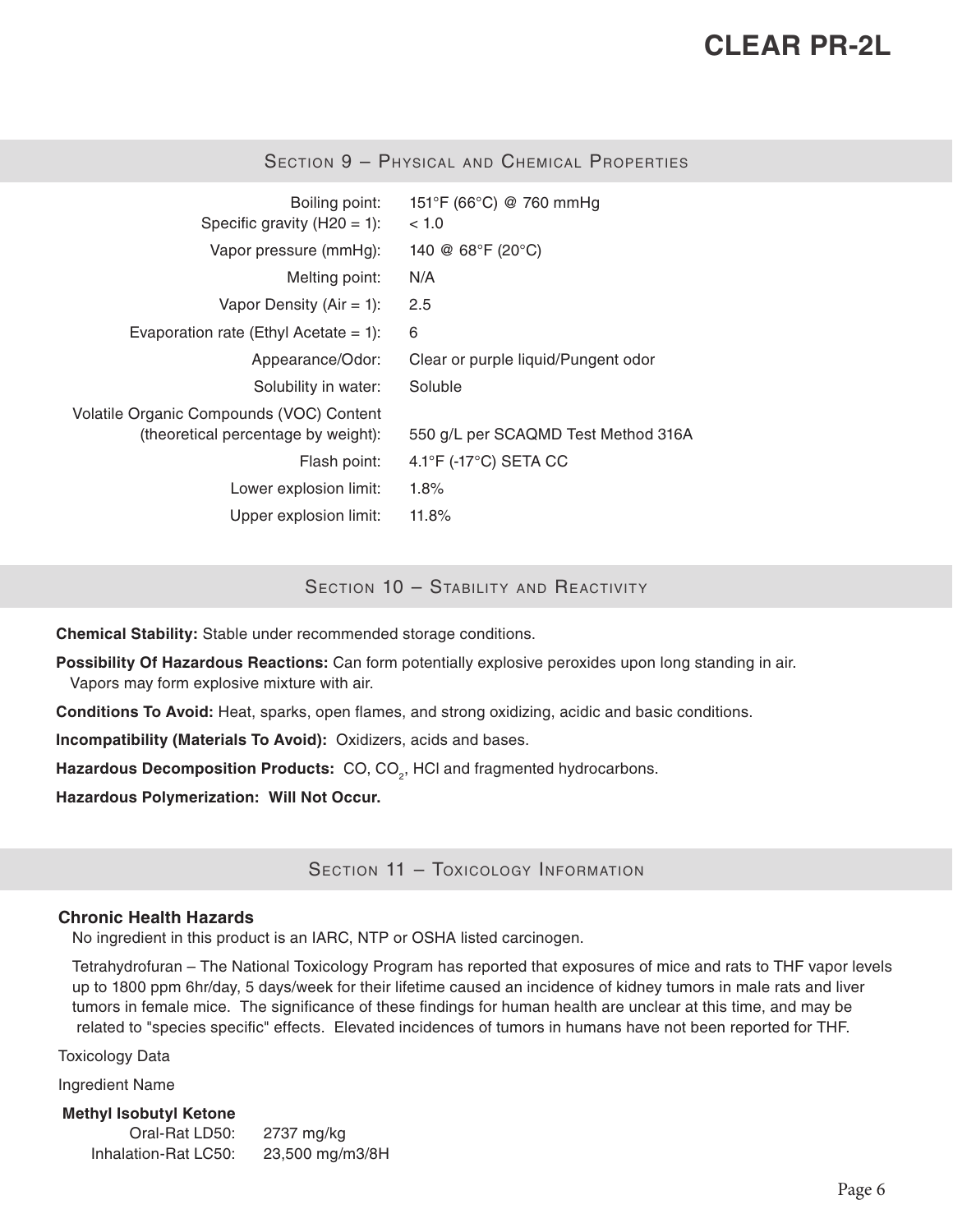## Section 9 – Physical and Chemical Properties

| Property | Value |
|---|---|
| Boiling point: | 151°F (66°C) @ 760 mmHg |
| Specific gravity (H20 = 1): | < 1.0 |
| Vapor pressure (mmHg): | 140 @ 68°F (20°C) |
| Melting point: | N/A |
| Vapor Density (Air = 1): | 2.5 |
| Evaporation rate (Ethyl Acetate = 1): | 6 |
| Appearance/Odor: | Clear or purple liquid/Pungent odor |
| Solubility in water: | Soluble |
| Volatile Organic Compounds (VOC) Content (theoretical percentage by weight): | 550 g/L per SCAQMD Test Method 316A |
| Flash point: | 4.1°F (-17°C) SETA CC |
| Lower explosion limit: | 1.8% |
| Upper explosion limit: | 11.8% |

## Section 10 – Stability and Reactivity

**Chemical Stability:** Stable under recommended storage conditions.

**Possibility Of Hazardous Reactions:** Can form potentially explosive peroxides upon long standing in air. Vapors may form explosive mixture with air.

**Conditions To Avoid:** Heat, sparks, open flames, and strong oxidizing, acidic and basic conditions.

**Incompatibility (Materials To Avoid):** Oxidizers, acids and bases.

**Hazardous Decomposition Products:** CO, $CO_2$, HCl and fragmented hydrocarbons.

**Hazardous Polymerization: Will Not Occur.**

## Section 11 – Toxicology Information

**Chronic Health Hazards**

No ingredient in this product is an IARC, NTP or OSHA listed carcinogen.

Tetrahydrofuran – The National Toxicology Program has reported that exposures of mice and rats to THF vapor levels up to 1800 ppm 6hr/day, 5 days/week for their lifetime caused an incidence of kidney tumors in male rats and liver tumors in female mice. The significance of these findings for human health are unclear at this time, and may be related to "species specific" effects. Elevated incidences of tumors in humans have not been reported for THF.

Toxicology Data

Ingredient Name

**Methyl Isobutyl Ketone**

| Test | Value |
|---|---|
| Oral-Rat LD50: | 2737 mg/kg |
| Inhalation-Rat LC50: | 23,500 mg/m3/8H |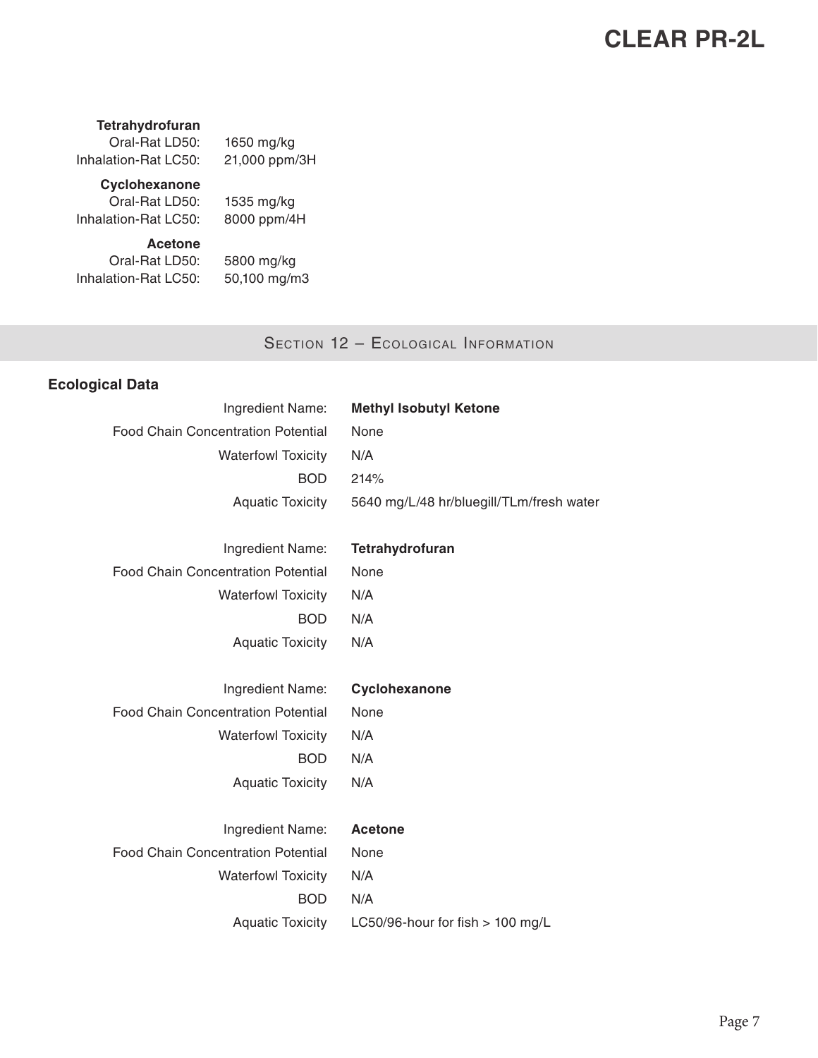**Tetrahydrofuran**

| | |
|---|---|
| Oral-Rat LD50: | 1650 mg/kg |
| Inhalation-Rat LC50: | 21,000 ppm/3H |

**Cyclohexanone**

| | |
|---|---|
| Oral-Rat LD50: | 1535 mg/kg |
| Inhalation-Rat LC50: | 8000 ppm/4H |

**Acetone**

| | |
|---|---|
| Oral-Rat LD50: | 5800 mg/kg |
| Inhalation-Rat LC50: | 50,100 mg/m3 |

## Section 12 – Ecological Information

### Ecological Data

| | |
|---|---|
| Ingredient Name: | **Methyl Isobutyl Ketone** |
| Food Chain Concentration Potential | None |
| Waterfowl Toxicity | N/A |
| BOD | 214% |
| Aquatic Toxicity | 5640 mg/L/48 hr/bluegill/TLm/fresh water |

| | |
|---|---|
| Ingredient Name: | **Tetrahydrofuran** |
| Food Chain Concentration Potential | None |
| Waterfowl Toxicity | N/A |
| BOD | N/A |
| Aquatic Toxicity | N/A |

| | |
|---|---|
| Ingredient Name: | **Cyclohexanone** |
| Food Chain Concentration Potential | None |
| Waterfowl Toxicity | N/A |
| BOD | N/A |
| Aquatic Toxicity | N/A |

| | |
|---|---|
| Ingredient Name: | **Acetone** |
| Food Chain Concentration Potential | None |
| Waterfowl Toxicity | N/A |
| BOD | N/A |
| Aquatic Toxicity | LC50/96-hour for fish > 100 mg/L |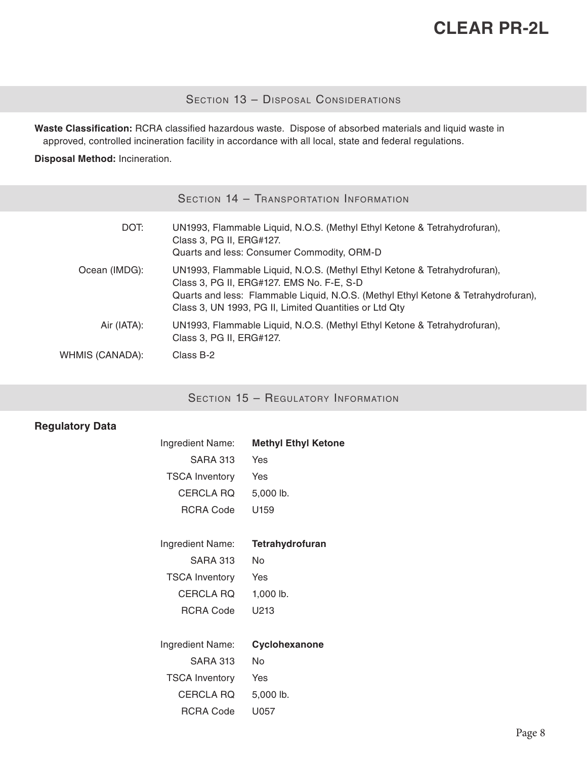## Section 13 – Disposal Considerations

**Waste Classification:** RCRA classified hazardous waste. Dispose of absorbed materials and liquid waste in approved, controlled incineration facility in accordance with all local, state and federal regulations.

**Disposal Method:** Incineration.

## Section 14 – Transportation Information

| | |
|---|---|
| DOT: | UN1993, Flammable Liquid, N.O.S. (Methyl Ethyl Ketone & Tetrahydrofuran), Class 3, PG II, ERG#127. Quarts and less: Consumer Commodity, ORM-D |
| Ocean (IMDG): | UN1993, Flammable Liquid, N.O.S. (Methyl Ethyl Ketone & Tetrahydrofuran), Class 3, PG II, ERG#127. EMS No. F-E, S-D Quarts and less: Flammable Liquid, N.O.S. (Methyl Ethyl Ketone & Tetrahydrofuran), Class 3, UN 1993, PG II, Limited Quantities or Ltd Qty |
| Air (IATA): | UN1993, Flammable Liquid, N.O.S. (Methyl Ethyl Ketone & Tetrahydrofuran), Class 3, PG II, ERG#127. |
| WHMIS (CANADA): | Class B-2 |

## Section 15 – Regulatory Information

**Regulatory Data**

| Ingredient Name: | **Methyl Ethyl Ketone** |
|---|---|
| SARA 313 | Yes |
| TSCA Inventory | Yes |
| CERCLA RQ | 5,000 lb. |
| RCRA Code | U159 |

| Ingredient Name: | **Tetrahydrofuran** |
|---|---|
| SARA 313 | No |
| TSCA Inventory | Yes |
| CERCLA RQ | 1,000 lb. |
| RCRA Code | U213 |

| Ingredient Name: | **Cyclohexanone** |
|---|---|
| SARA 313 | No |
| TSCA Inventory | Yes |
| CERCLA RQ | 5,000 lb. |
| RCRA Code | U057 |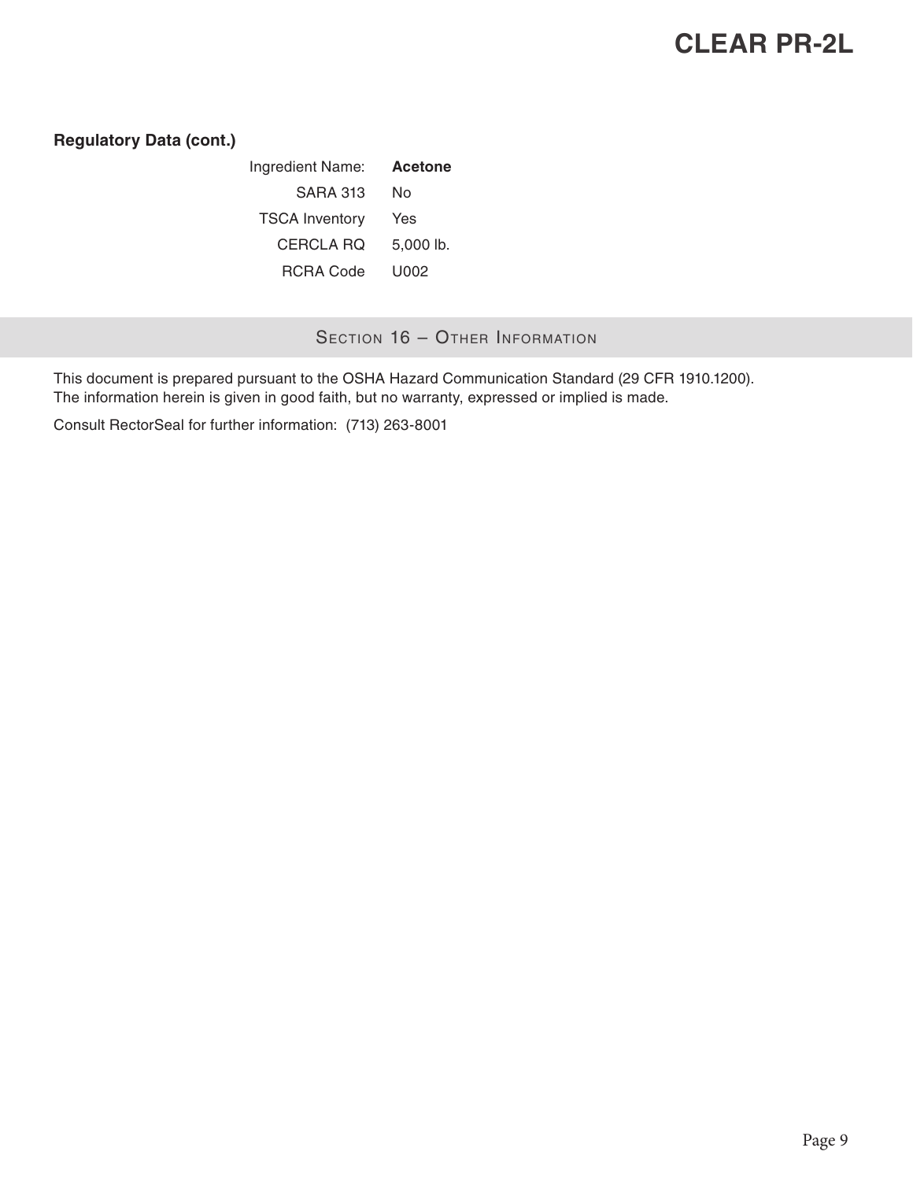**Regulatory Data (cont.)**

| | |
|---|---|
| Ingredient Name: | **Acetone** |
| SARA 313 | No |
| TSCA Inventory | Yes |
| CERCLA RQ | 5,000 lb. |
| RCRA Code | U002 |

## Section 16 – Other Information

This document is prepared pursuant to the OSHA Hazard Communication Standard (29 CFR 1910.1200).
The information herein is given in good faith, but no warranty, expressed or implied is made.

Consult RectorSeal for further information: (713) 263-8001